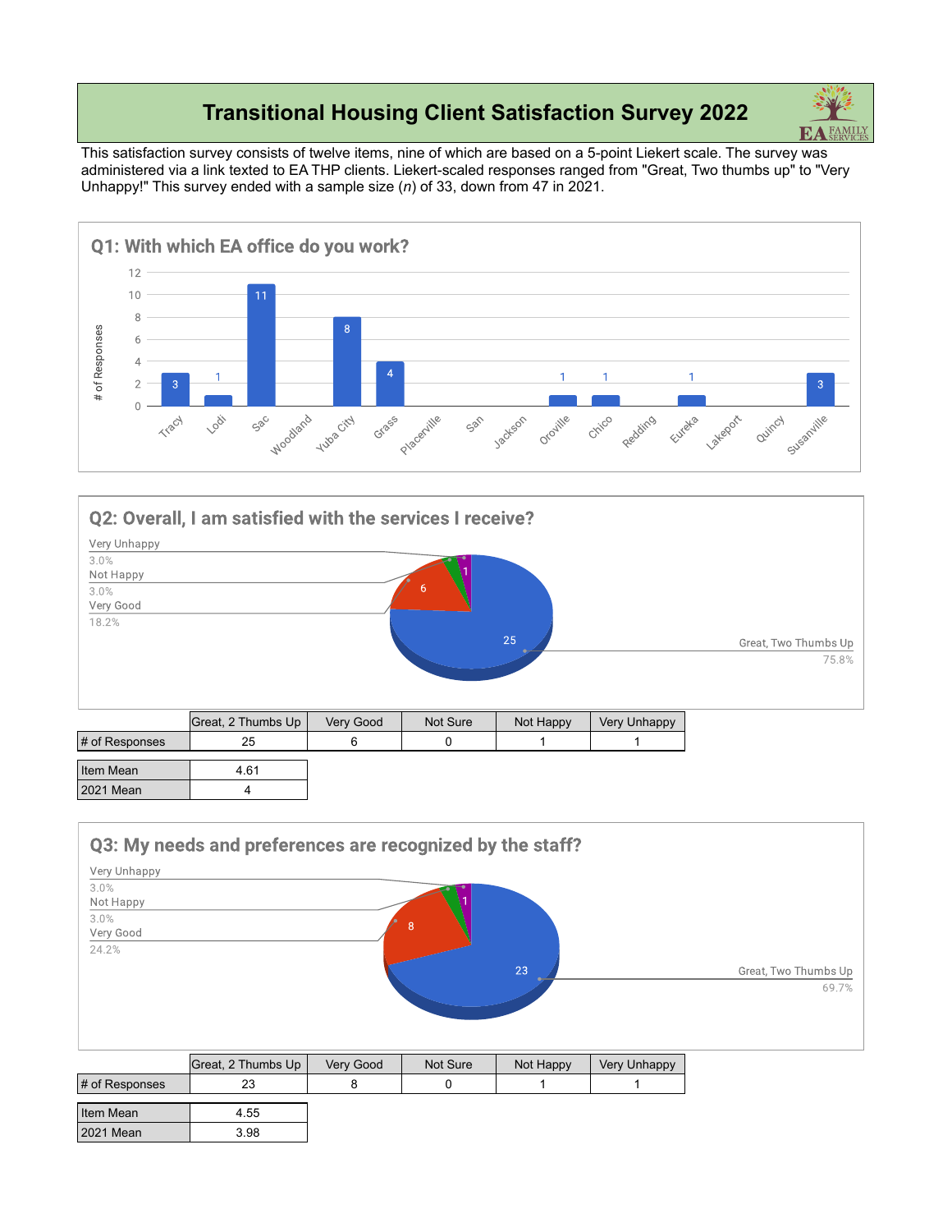# Transitional Housing Client Satisfaction Survey 2022

This satisfaction survey consists of twelve items, nine of which are based on a 5-point Liekert scale. The survey was administered via a link texted to EA THP clients. Liekert-scaled responses ranged from "Great, Two thumbs up" to "Very Unhappy!" This survey ended with a sample size (*n*) of 33, down from 47 in 2021.

## Q1: With which EA office do you work?

| Office | # of Responses |
|---|---|
| Tracy | 3 |
| Lodi | 1 |
| Sac | 11 |
| Woodland | |
| Yuba City | 8 |
| Grass | 4 |
| Placerville | |
| San | |
| Jackson | |
| Oroville | 1 |
| Chico | 1 |
| Redding | |
| Eureka | 1 |
| Lakeport | |
| Quincy | |
| Susanville | 3 |

## Q2: Overall, I am satisfied with the services I receive?

Very Unhappy 3.0%; Not Happy 3.0%; Very Good 18.2%; Great, Two Thumbs Up 75.8%

| | Great, 2 Thumbs Up | Very Good | Not Sure | Not Happy | Very Unhappy |
|---|---|---|---|---|---|
| # of Responses | 25 | 6 | 0 | 1 | 1 |

| | |
|---|---|
| Item Mean | 4.61 |
| 2021 Mean | 4 |

## Q3: My needs and preferences are recognized by the staff?

Very Unhappy 3.0%; Not Happy 3.0%; Very Good 24.2%; Great, Two Thumbs Up 69.7%

| | Great, 2 Thumbs Up | Very Good | Not Sure | Not Happy | Very Unhappy |
|---|---|---|---|---|---|
| # of Responses | 23 | 8 | 0 | 1 | 1 |

| | |
|---|---|
| Item Mean | 4.55 |
| 2021 Mean | 3.98 |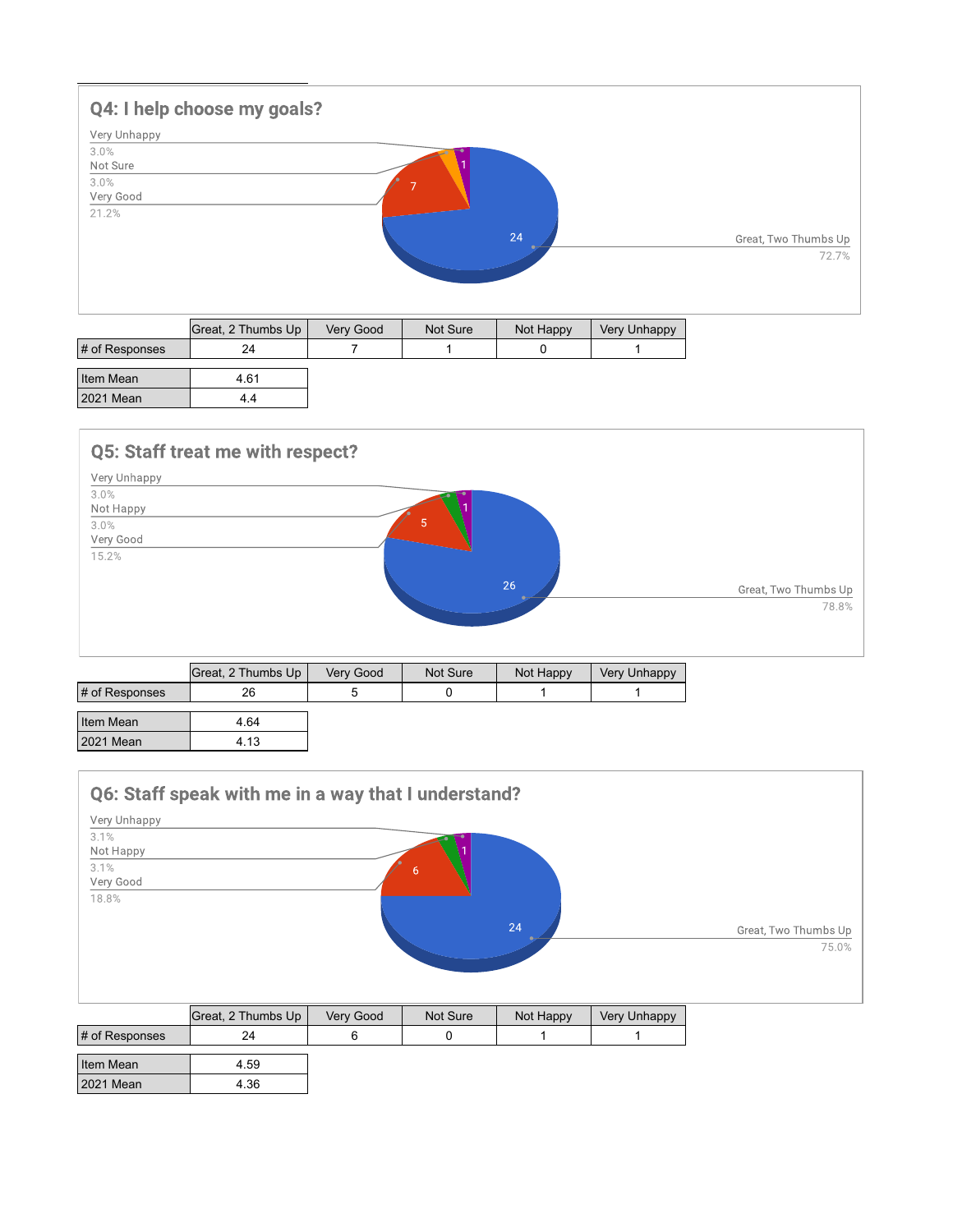## Q4: I help choose my goals?

Very Unhappy 3.0%
Not Sure 3.0%
Very Good 21.2%
Great, Two Thumbs Up 72.7%

| | Great, 2 Thumbs Up | Very Good | Not Sure | Not Happy | Very Unhappy |
|---|---|---|---|---|---|
| # of Responses | 24 | 7 | 1 | 0 | 1 |

| | |
|---|---|
| Item Mean | 4.61 |
| 2021 Mean | 4.4 |

## Q5: Staff treat me with respect?

Very Unhappy 3.0%
Not Happy 3.0%
Very Good 15.2%
Great, Two Thumbs Up 78.8%

| | Great, 2 Thumbs Up | Very Good | Not Sure | Not Happy | Very Unhappy |
|---|---|---|---|---|---|
| # of Responses | 26 | 5 | 0 | 1 | 1 |

| | |
|---|---|
| Item Mean | 4.64 |
| 2021 Mean | 4.13 |

## Q6: Staff speak with me in a way that I understand?

Very Unhappy 3.1%
Not Happy 3.1%
Very Good 18.8%
Great, Two Thumbs Up 75.0%

| | Great, 2 Thumbs Up | Very Good | Not Sure | Not Happy | Very Unhappy |
|---|---|---|---|---|---|
| # of Responses | 24 | 6 | 0 | 1 | 1 |

| | |
|---|---|
| Item Mean | 4.59 |
| 2021 Mean | 4.36 |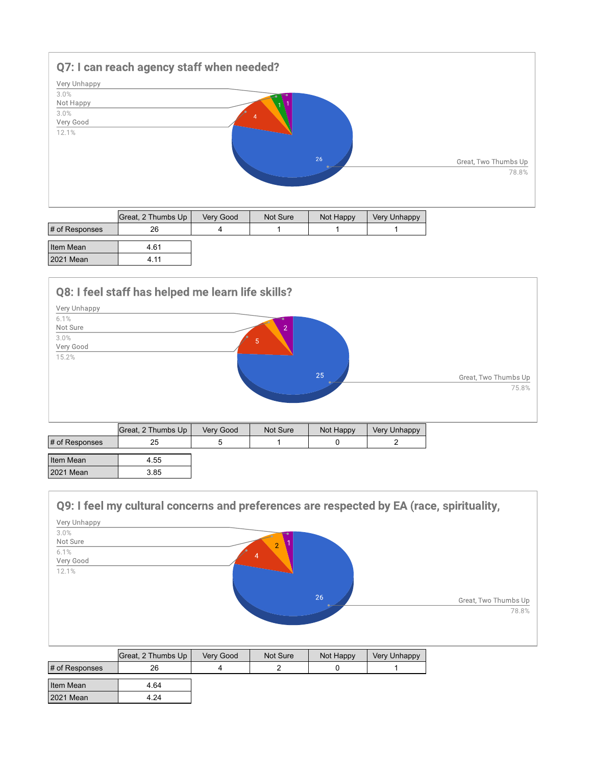## Q7: I can reach agency staff when needed?

Very Unhappy 3.0%
Not Happy 3.0%
Very Good 12.1%
Great, Two Thumbs Up 78.8%

| | Great, 2 Thumbs Up | Very Good | Not Sure | Not Happy | Very Unhappy |
|---|---|---|---|---|---|
| # of Responses | 26 | 4 | 1 | 1 | 1 |

| | |
|---|---|
| Item Mean | 4.61 |
| 2021 Mean | 4.11 |

## Q8: I feel staff has helped me learn life skills?

Very Unhappy 6.1%
Not Sure 3.0%
Very Good 15.2%
Great, Two Thumbs Up 75.8%

| | Great, 2 Thumbs Up | Very Good | Not Sure | Not Happy | Very Unhappy |
|---|---|---|---|---|---|
| # of Responses | 25 | 5 | 1 | 0 | 2 |

| | |
|---|---|
| Item Mean | 4.55 |
| 2021 Mean | 3.85 |

## Q9: I feel my cultural concerns and preferences are respected by EA (race, spirituality,

Very Unhappy 3.0%
Not Sure 6.1%
Very Good 12.1%
Great, Two Thumbs Up 78.8%

| | Great, 2 Thumbs Up | Very Good | Not Sure | Not Happy | Very Unhappy |
|---|---|---|---|---|---|
| # of Responses | 26 | 4 | 2 | 0 | 1 |

| | |
|---|---|
| Item Mean | 4.64 |
| 2021 Mean | 4.24 |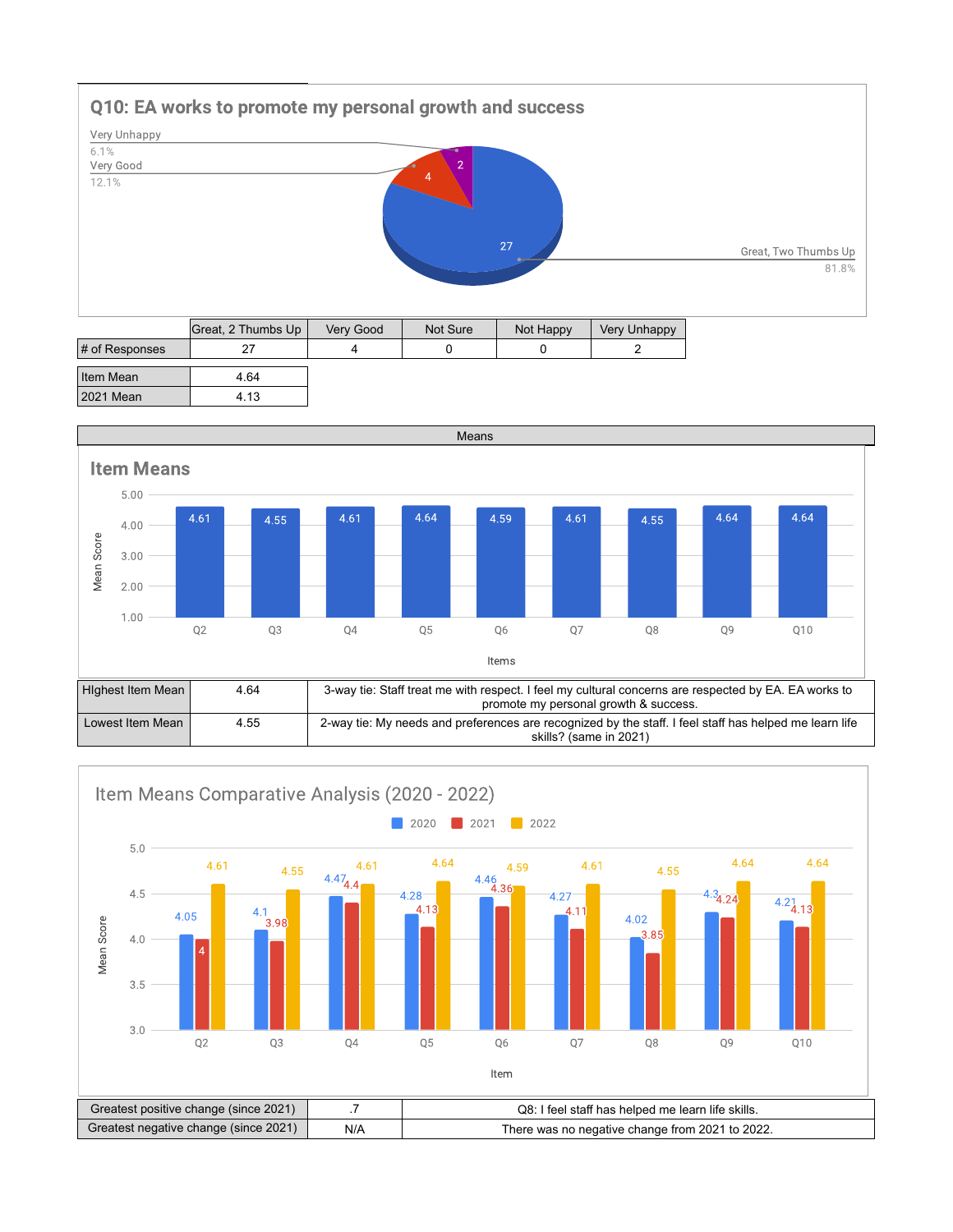## Q10: EA works to promote my personal growth and success

Very Unhappy
6.1%
Very Good
12.1%
2
4
27
Great, Two Thumbs Up
81.8%

| | Great, 2 Thumbs Up | Very Good | Not Sure | Not Happy | Very Unhappy |
|---|---|---|---|---|---|
| # of Responses | 27 | 4 | 0 | 0 | 2 |

| | |
|---|---|
| Item Mean | 4.64 |
| 2021 Mean | 4.13 |

Means

### Item Means

5.00
4.00
3.00
2.00
1.00
Mean Score
4.61 4.55 4.61 4.64 4.59 4.61 4.55 4.64 4.64
Q2 Q3 Q4 Q5 Q6 Q7 Q8 Q9 Q10
Items

| | | |
|---|---|---|
| HIghest Item Mean | 4.64 | 3-way tie: Staff treat me with respect. I feel my cultural concerns are respected by EA. EA works to promote my personal growth & success. |
| Lowest Item Mean | 4.55 | 2-way tie: My needs and preferences are recognized by the staff. I feel staff has helped me learn life skills? (same in 2021) |

### Item Means Comparative Analysis (2020 - 2022)

2020 2021 2022
5.0
4.5
4.0
3.5
3.0
Mean Score
Q2: 4.05 4 4.61
Q3: 4.1 3.98 4.55
Q4: 4.47 4.4 4.61
Q5: 4.28 4.13 4.64
Q6: 4.46 4.36 4.59
Q7: 4.27 4.11 4.61
Q8: 4.02 3.85 4.55
Q9: 4.3 4.24 4.64
Q10: 4.21 4.13 4.64
Item

| | | |
|---|---|---|
| Greatest positive change (since 2021) | .7 | Q8: I feel staff has helped me learn life skills. |
| Greatest negative change (since 2021) | N/A | There was no negative change from 2021 to 2022. |